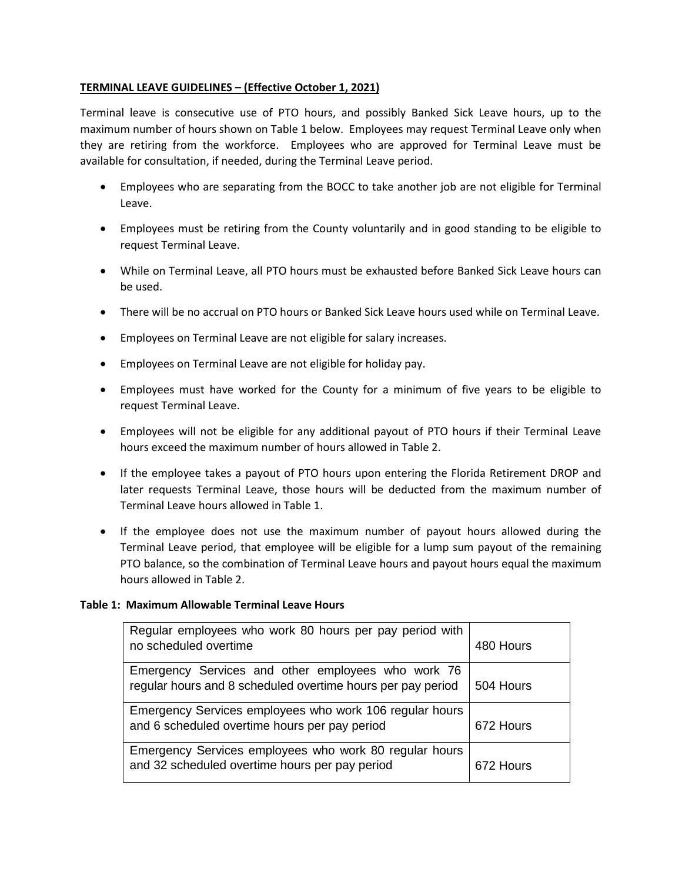**TERMINAL LEAVE GUIDELINES – (Effective October 1, 2021)**

Terminal leave is consecutive use of PTO hours, and possibly Banked Sick Leave hours, up to the maximum number of hours shown on Table 1 below. Employees may request Terminal Leave only when they are retiring from the workforce. Employees who are approved for Terminal Leave must be available for consultation, if needed, during the Terminal Leave period.

- Employees who are separating from the BOCC to take another job are not eligible for Terminal Leave.
- Employees must be retiring from the County voluntarily and in good standing to be eligible to request Terminal Leave.
- While on Terminal Leave, all PTO hours must be exhausted before Banked Sick Leave hours can be used.
- There will be no accrual on PTO hours or Banked Sick Leave hours used while on Terminal Leave.
- Employees on Terminal Leave are not eligible for salary increases.
- Employees on Terminal Leave are not eligible for holiday pay.
- Employees must have worked for the County for a minimum of five years to be eligible to request Terminal Leave.
- Employees will not be eligible for any additional payout of PTO hours if their Terminal Leave hours exceed the maximum number of hours allowed in Table 2.
- If the employee takes a payout of PTO hours upon entering the Florida Retirement DROP and later requests Terminal Leave, those hours will be deducted from the maximum number of Terminal Leave hours allowed in Table 1.
- If the employee does not use the maximum number of payout hours allowed during the Terminal Leave period, that employee will be eligible for a lump sum payout of the remaining PTO balance, so the combination of Terminal Leave hours and payout hours equal the maximum hours allowed in Table 2.

**Table 1: Maximum Allowable Terminal Leave Hours**

| | |
|---|---|
| Regular employees who work 80 hours per pay period with no scheduled overtime | 480 Hours |
| Emergency Services and other employees who work 76 regular hours and 8 scheduled overtime hours per pay period | 504 Hours |
| Emergency Services employees who work 106 regular hours and 6 scheduled overtime hours per pay period | 672 Hours |
| Emergency Services employees who work 80 regular hours and 32 scheduled overtime hours per pay period | 672 Hours |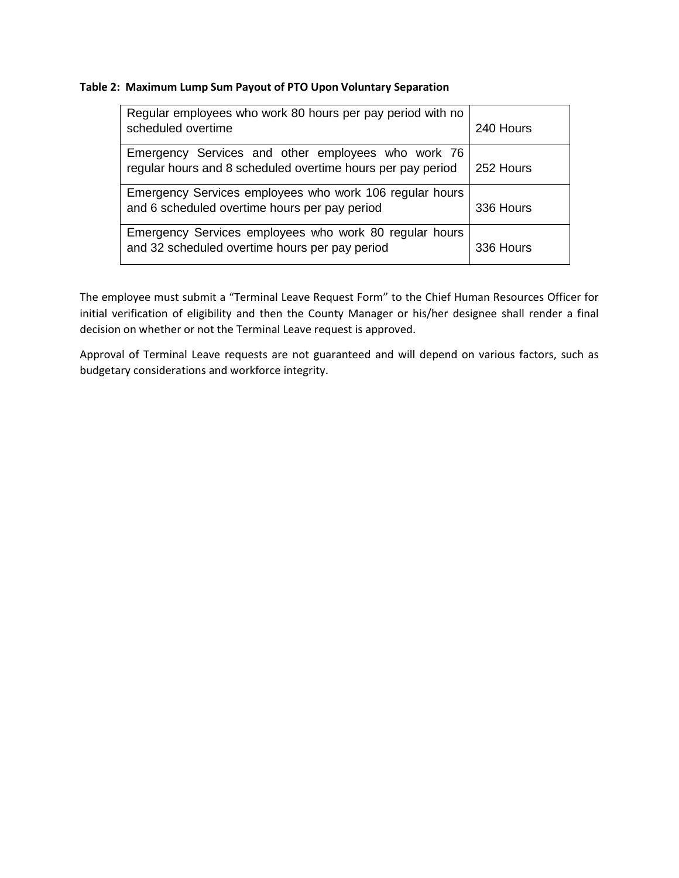**Table 2: Maximum Lump Sum Payout of PTO Upon Voluntary Separation**

| | |
|---|---|
| Regular employees who work 80 hours per pay period with no scheduled overtime | 240 Hours |
| Emergency Services and other employees who work 76 regular hours and 8 scheduled overtime hours per pay period | 252 Hours |
| Emergency Services employees who work 106 regular hours and 6 scheduled overtime hours per pay period | 336 Hours |
| Emergency Services employees who work 80 regular hours and 32 scheduled overtime hours per pay period | 336 Hours |

The employee must submit a "Terminal Leave Request Form" to the Chief Human Resources Officer for initial verification of eligibility and then the County Manager or his/her designee shall render a final decision on whether or not the Terminal Leave request is approved.

Approval of Terminal Leave requests are not guaranteed and will depend on various factors, such as budgetary considerations and workforce integrity.